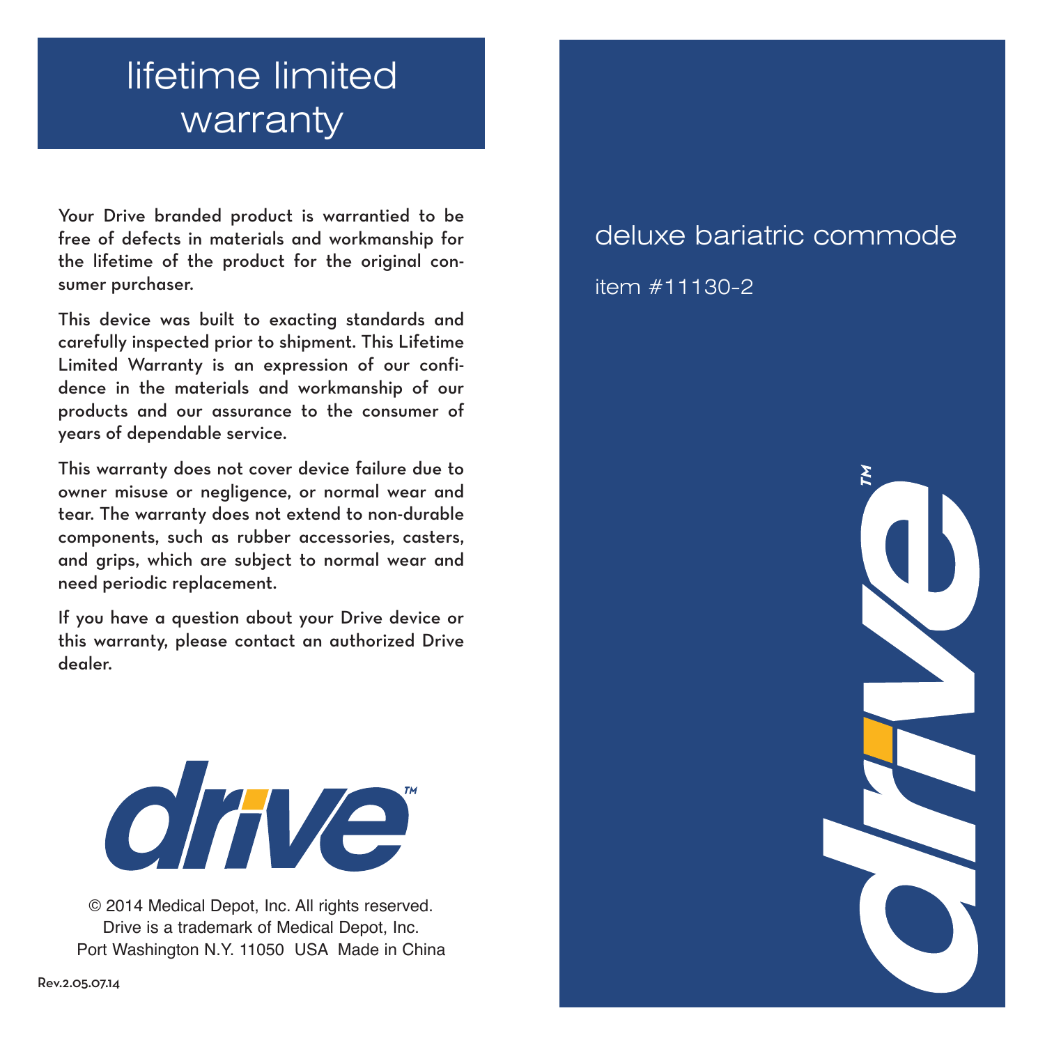# lifetime limited warranty

Your Drive branded product is warrantied to be free of defects in materials and workmanship for the lifetime of the product for the original consumer purchaser.

This device was built to exacting standards and carefully inspected prior to shipment. This Lifetime Limited Warranty is an expression of our confidence in the materials and workmanship of our products and our assurance to the consumer of years of dependable service.

This warranty does not cover device failure due to owner misuse or negligence, or normal wear and tear. The warranty does not extend to non-durable components, such as rubber accessories, casters, and grips, which are subject to normal wear and need periodic replacement.

If you have a question about your Drive device or this warranty, please contact an authorized Drive dealer.

drive™

© 2014 Medical Depot, Inc. All rights reserved.
Drive is a trademark of Medical Depot, Inc.
Port Washington N.Y. 11050 USA Made in China

Rev.2.05.07.14

# deluxe bariatric commode

item #11130-2

drive™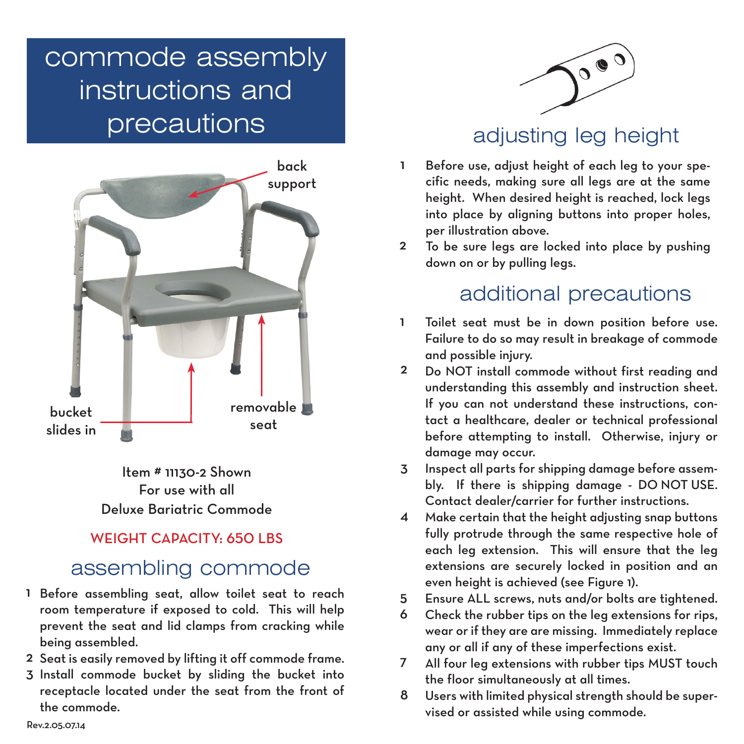# commode assembly instructions and precautions

back support

bucket slides in

removable seat

Item # 11130-2 Shown
For use with all
Deluxe Bariatric Commode

WEIGHT CAPACITY: 650 LBS

## assembling commode

1 Before assembling seat, allow toilet seat to reach room temperature if exposed to cold. This will help prevent the seat and lid clamps from cracking while being assembled.
2 Seat is easily removed by lifting it off commode frame.
3 Install commode bucket by sliding the bucket into receptacle located under the seat from the front of the commode.

Rev.2.05.07.14

## adjusting leg height

1 Before use, adjust height of each leg to your specific needs, making sure all legs are at the same height. When desired height is reached, lock legs into place by aligning buttons into proper holes, per illustration above.
2 To be sure legs are locked into place by pushing down on or by pulling legs.

## additional precautions

1 Toilet seat must be in down position before use. Failure to do so may result in breakage of commode and possible injury.
2 Do NOT install commode without first reading and understanding this assembly and instruction sheet. If you can not understand these instructions, contact a healthcare, dealer or technical professional before attempting to install. Otherwise, injury or damage may occur.
3 Inspect all parts for shipping damage before assembly. If there is shipping damage - DO NOT USE. Contact dealer/carrier for further instructions.
4 Make certain that the height adjusting snap buttons fully protrude through the same respective hole of each leg extension. This will ensure that the leg extensions are securely locked in position and an even height is achieved (see Figure 1).
5 Ensure ALL screws, nuts and/or bolts are tightened.
6 Check the rubber tips on the leg extensions for rips, wear or if they are are missing. Immediately replace any or all if any of these imperfections exist.
7 All four leg extensions with rubber tips MUST touch the floor simultaneously at all times.
8 Users with limited physical strength should be supervised or assisted while using commode.